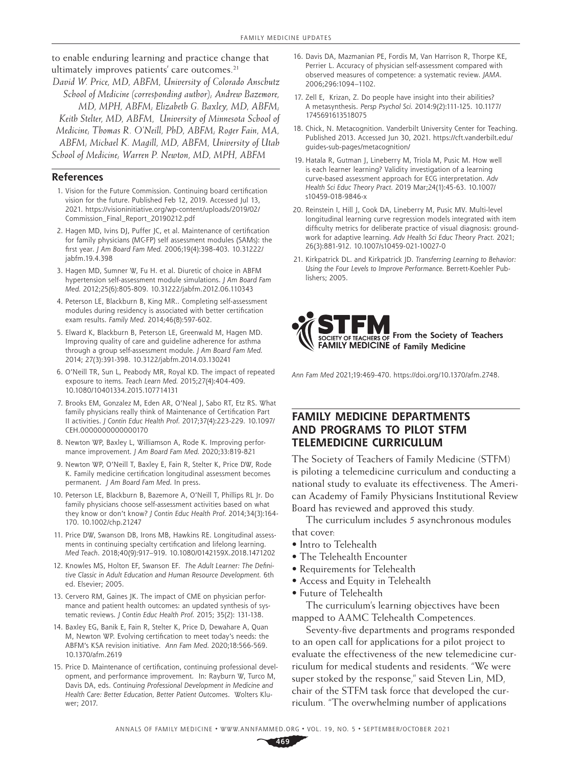to enable enduring learning and practice change that ultimately improves patients' care outcomes.[21]

*David W. Price, MD, ABFM, University of Colorado Anschutz School of Medicine (corresponding author); Andrew Bazemore, MD, MPH, ABFM; Elizabeth G. Baxley, MD, ABFM, Keith Stelter, MD, ABFM, University of Minnesota School of Medicine; Thomas R. O'Neill, PhD, ABFM; Roger Fain, MA, ABFM; Michael K. Magill, MD, ABFM, University of Utah School of Medicine; Warren P. Newton, MD, MPH, ABFM*

## References

1. Vision for the Future Commission. Continuing board certification vision for the future. Published Feb 12, 2019. Accessed Jul 13, 2021. https://visioninitiative.org/wp-content/uploads/2019/02/Commission_Final_Report_20190212.pdf
2. Hagen MD, Ivins DJ, Puffer JC, et al. Maintenance of certification for family physicians (MC-FP) self assessment modules (SAMs): the first year. *J Am Board Fam Med.* 2006;19(4):398-403. 10.31222/jabfm.19.4.398
3. Hagen MD, Sumner W, Fu H. et al. Diuretic of choice in ABFM hypertension self-assessment module simulations. *J Am Board Fam Med.* 2012;25(6):805-809. 10.31222/jabfm.2012.06.110343
4. Peterson LE, Blackburn B, King MR.. Completing self-assessment modules during residency is associated with better certification exam results. *Family Med.* 2014;46(8):597-602.
5. Elward K, Blackburn B, Peterson LE, Greenwald M, Hagen MD. Improving quality of care and guideline adherence for asthma through a group self-assessment module. *J Am Board Fam Med.* 2014; 27(3):391-398. 10.3122/jabfm.2014.03.130241
6. O'Neill TR, Sun L, Peabody MR, Royal KD. The impact of repeated exposure to items. *Teach Learn Med.* 2015;27(4):404-409. 10.1080/10401334.2015.107714131
7. Brooks EM, Gonzalez M, Eden AR, O'Neal J, Sabo RT, Etz RS. What family physicians really think of Maintenance of Certification Part II activities. *J Contin Educ Health Prof.* 2017;37(4):223-229. 10.1097/CEH.0000000000000170
8. Newton WP, Baxley L, Williamson A, Rode K. Improving performance improvement. *J Am Board Fam Med.* 2020;33:819-821
9. Newton WP, O'Neill T, Baxley E, Fain R, Stelter K, Price DW, Rode K. Family medicine certification longitudinal assessment becomes permanent. *J Am Board Fam Med.* In press.
10. Peterson LE, Blackburn B, Bazemore A, O'Neill T, Phillips RL Jr. Do family physicians choose self-assessment activities based on what they know or don't know? *J Contin Educ Health Prof.* 2014;34(3):164-170. 10.1002/chp.21247
11. Price DW, Swanson DB, Irons MB, Hawkins RE. Longitudinal assessments in continuing specialty certification and lifelong learning. *Med Teach.* 2018;40(9):917–919. 10.1080/0142159X.2018.1471202
12. Knowles MS, Holton EF, Swanson EF. *The Adult Learner: The Definitive Classic in Adult Education and Human Resource Development.* 6th ed. Elsevier; 2005.
13. Cervero RM, Gaines JK. The impact of CME on physician performance and patient health outcomes: an updated synthesis of systematic reviews. *J Contin Educ Health Prof.* 2015; 35(2): 131-138.
14. Baxley EG, Banik E, Fain R, Stelter K, Price D, Dewahare A, Quan M, Newton WP. Evolving certification to meet today's needs: the ABFM's KSA revision initiative. *Ann Fam Med.* 2020;18:566-569. 10.1370/afm.2619
15. Price D. Maintenance of certification, continuing professional development, and performance improvement. In: Rayburn W, Turco M, Davis DA, eds. *Continuing Professional Development in Medicine and Health Care: Better Education, Better Patient Outcomes.* Wolters Kluwer; 2017.
16. Davis DA, Mazmanian PE, Fordis M, Van Harrison R, Thorpe KE, Perrier L. Accuracy of physician self-assessment compared with observed measures of competence: a systematic review. *JAMA.* 2006;296:1094–1102.
17. Zell E, Krizan, Z. Do people have insight into their abilities? A metasynthesis. *Persp Psychol Sci.* 2014:9(2):111-125. 10.1177/1745691613518075
18. Chick, N. Metacognition. Vanderbilt University Center for Teaching. Published 2013. Accessed Jun 30, 2021. https://cft.vanderbilt.edu/guides-sub-pages/metacognition/
19. Hatala R, Gutman J, Lineberry M, Triola M, Pusic M. How well is each learner learning? Validity investigation of a learning curve-based assessment approach for ECG interpretation. *Adv Health Sci Educ Theory Pract.* 2019 Mar;24(1):45-63. 10.1007/s10459-018-9846-x
20. Reinstein I, Hill J, Cook DA, Lineberry M, Pusic MV. Multi-level longitudinal learning curve regression models integrated with item difficulty metrics for deliberate practice of visual diagnosis: groundwork for adaptive learning. *Adv Health Sci Educ Theory Pract.* 2021; 26(3):881-912. 10.1007/s10459-021-10027-0
21. Kirkpatrick DL. and Kirkpatrick JD. *Transferring Learning to Behavior: Using the Four Levels to Improve Performance.* Berrett-Koehler Publishers; 2005.

**STFM** SOCIETY OF TEACHERS OF FAMILY MEDICINE **From the Society of Teachers of Family Medicine**

*Ann Fam Med* 2021;19:469-470. https://doi.org/10.1370/afm.2748.

## FAMILY MEDICINE DEPARTMENTS AND PROGRAMS TO PILOT STFM TELEMEDICINE CURRICULUM

The Society of Teachers of Family Medicine (STFM) is piloting a telemedicine curriculum and conducting a national study to evaluate its effectiveness. The American Academy of Family Physicians Institutional Review Board has reviewed and approved this study.

The curriculum includes 5 asynchronous modules that cover:

- Intro to Telehealth
- The Telehealth Encounter
- Requirements for Telehealth
- Access and Equity in Telehealth
- Future of Telehealth

The curriculum's learning objectives have been mapped to AAMC Telehealth Competences.

Seventy-five departments and programs responded to an open call for applications for a pilot project to evaluate the effectiveness of the new telemedicine curriculum for medical students and residents. "We were super stoked by the response," said Steven Lin, MD, chair of the STFM task force that developed the curriculum. "The overwhelming number of applications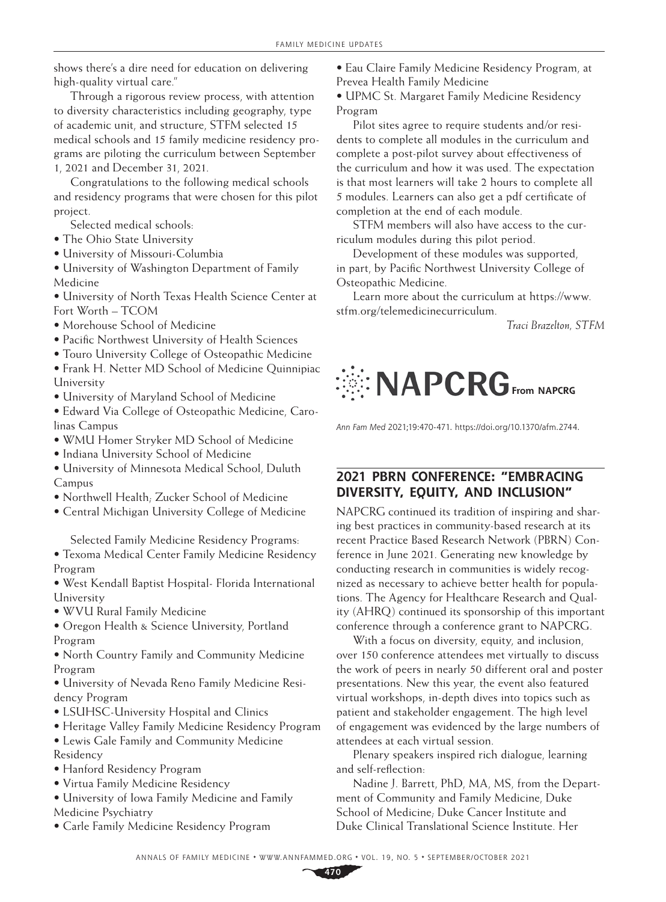shows there's a dire need for education on delivering high-quality virtual care."

Through a rigorous review process, with attention to diversity characteristics including geography, type of academic unit, and structure, STFM selected 15 medical schools and 15 family medicine residency programs are piloting the curriculum between September 1, 2021 and December 31, 2021.

Congratulations to the following medical schools and residency programs that were chosen for this pilot project.

Selected medical schools:

- The Ohio State University
- University of Missouri-Columbia
- University of Washington Department of Family Medicine
- University of North Texas Health Science Center at Fort Worth – TCOM
- Morehouse School of Medicine
- Pacific Northwest University of Health Sciences
- Touro University College of Osteopathic Medicine
- Frank H. Netter MD School of Medicine Quinnipiac University
- University of Maryland School of Medicine
- Edward Via College of Osteopathic Medicine, Carolinas Campus
- WMU Homer Stryker MD School of Medicine
- Indiana University School of Medicine
- University of Minnesota Medical School, Duluth Campus
- Northwell Health; Zucker School of Medicine
- Central Michigan University College of Medicine

Selected Family Medicine Residency Programs:

- Texoma Medical Center Family Medicine Residency Program
- West Kendall Baptist Hospital- Florida International University
- WVU Rural Family Medicine
- Oregon Health & Science University, Portland Program
- North Country Family and Community Medicine Program
- University of Nevada Reno Family Medicine Residency Program
- LSUHSC-University Hospital and Clinics
- Heritage Valley Family Medicine Residency Program
- Lewis Gale Family and Community Medicine Residency
- Hanford Residency Program
- Virtua Family Medicine Residency
- University of Iowa Family Medicine and Family Medicine Psychiatry
- Carle Family Medicine Residency Program
- Eau Claire Family Medicine Residency Program, at Prevea Health Family Medicine
- UPMC St. Margaret Family Medicine Residency Program

Pilot sites agree to require students and/or residents to complete all modules in the curriculum and complete a post-pilot survey about effectiveness of the curriculum and how it was used. The expectation is that most learners will take 2 hours to complete all 5 modules. Learners can also get a pdf certificate of completion at the end of each module.

STFM members will also have access to the curriculum modules during this pilot period.

Development of these modules was supported, in part, by Pacific Northwest University College of Osteopathic Medicine.

Learn more about the curriculum at https://www.stfm.org/telemedicinecurriculum.

*Traci Brazelton, STFM*

# NAPCRG From NAPCRG

*Ann Fam Med* 2021;19:470-471. https://doi.org/10.1370/afm.2744.

## 2021 PBRN CONFERENCE: "EMBRACING DIVERSITY, EQUITY, AND INCLUSION"

NAPCRG continued its tradition of inspiring and sharing best practices in community-based research at its recent Practice Based Research Network (PBRN) Conference in June 2021. Generating new knowledge by conducting research in communities is widely recognized as necessary to achieve better health for populations. The Agency for Healthcare Research and Quality (AHRQ) continued its sponsorship of this important conference through a conference grant to NAPCRG.

With a focus on diversity, equity, and inclusion, over 150 conference attendees met virtually to discuss the work of peers in nearly 50 different oral and poster presentations. New this year, the event also featured virtual workshops, in-depth dives into topics such as patient and stakeholder engagement. The high level of engagement was evidenced by the large numbers of attendees at each virtual session.

Plenary speakers inspired rich dialogue, learning and self-reflection:

Nadine J. Barrett, PhD, MA, MS, from the Department of Community and Family Medicine, Duke School of Medicine; Duke Cancer Institute and Duke Clinical Translational Science Institute. Her